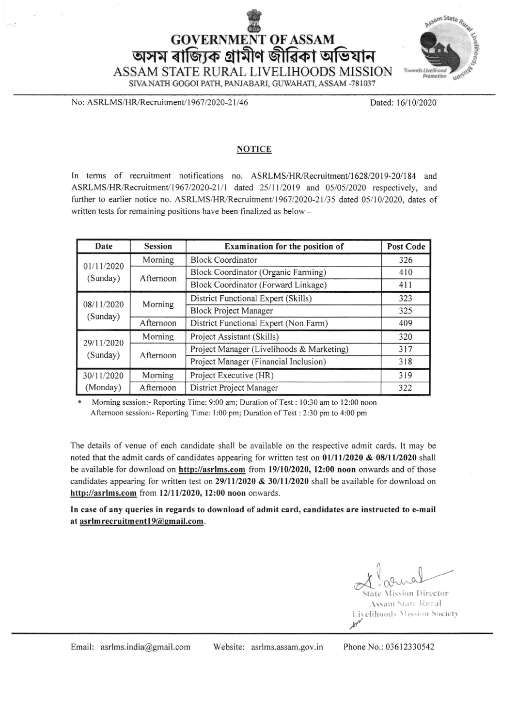# GOVERNMENT OF ASSAM

## অসম ৰাজ্যিক গ্ৰামীণ জীৱিকা অভিযান

## ASSAM STATE RURAL LIVELIHOODS MISSION

SIVA NATH GOGOI PATH, PANJABARI, GUWAHATI, ASSAM -781037

No: ASRLMS/HR/Recruitment/1967/2020-21/46 Dated: 16/10/2020

### NOTICE

In terms of recruitment notifications no. ASRLMS/HR/Recruitment/1628/2019-20/184 and ASRLMS/HR/Recruitment/1967/2020-21/1 dated 25/11/2019 and 05/05/2020 respectively, and further to earlier notice no. ASRLMS/HR/Recruitment/1967/2020-21/35 dated 05/10/2020, dates of written tests for remaining positions have been finalized as below –

| Date | Session | Examination for the position of | Post Code |
|---|---|---|---|
| 01/11/2020 (Sunday) | Morning | Block Coordinator | 326 |
| | Afternoon | Block Coordinator (Organic Farming) | 410 |
| | | Block Coordinator (Forward Linkage) | 411 |
| 08/11/2020 (Sunday) | Morning | District Functional Expert (Skills) | 323 |
| | | Block Project Manager | 325 |
| | Afternoon | District Functional Expert (Non Farm) | 409 |
| 29/11/2020 (Sunday) | Morning | Project Assistant (Skills) | 320 |
| | Afternoon | Project Manager (Livelihoods & Marketing) | 317 |
| | | Project Manager (Financial Inclusion) | 318 |
| 30/11/2020 (Monday) | Morning | Project Executive (HR) | 319 |
| | Afternoon | District Project Manager | 322 |

\* Morning session:- Reporting Time: 9:00 am; Duration of Test : 10:30 am to 12:00 noon
Afternoon session:- Reporting Time: 1:00 pm; Duration of Test : 2:30 pm to 4:00 pm

The details of venue of each candidate shall be available on the respective admit cards. It may be noted that the admit cards of candidates appearing for written test on **01/11/2020 & 08/11/2020** shall be available for download on **http://asrlms.com** from **19/10/2020, 12:00 noon** onwards and of those candidates appearing for written test on **29/11/2020 & 30/11/2020** shall be available for download on **http://asrlms.com** from **12/11/2020, 12:00 noon** onwards.

**In case of any queries in regards to download of admit card, candidates are instructed to e-mail at asrlmrecruitment19@gmail.com.**

State Mission Director
Assam State Rural
Livelihoods Mission Society

Email: asrlms.india@gmail.com Website: asrlms.assam.gov.in Phone No.: 03612330542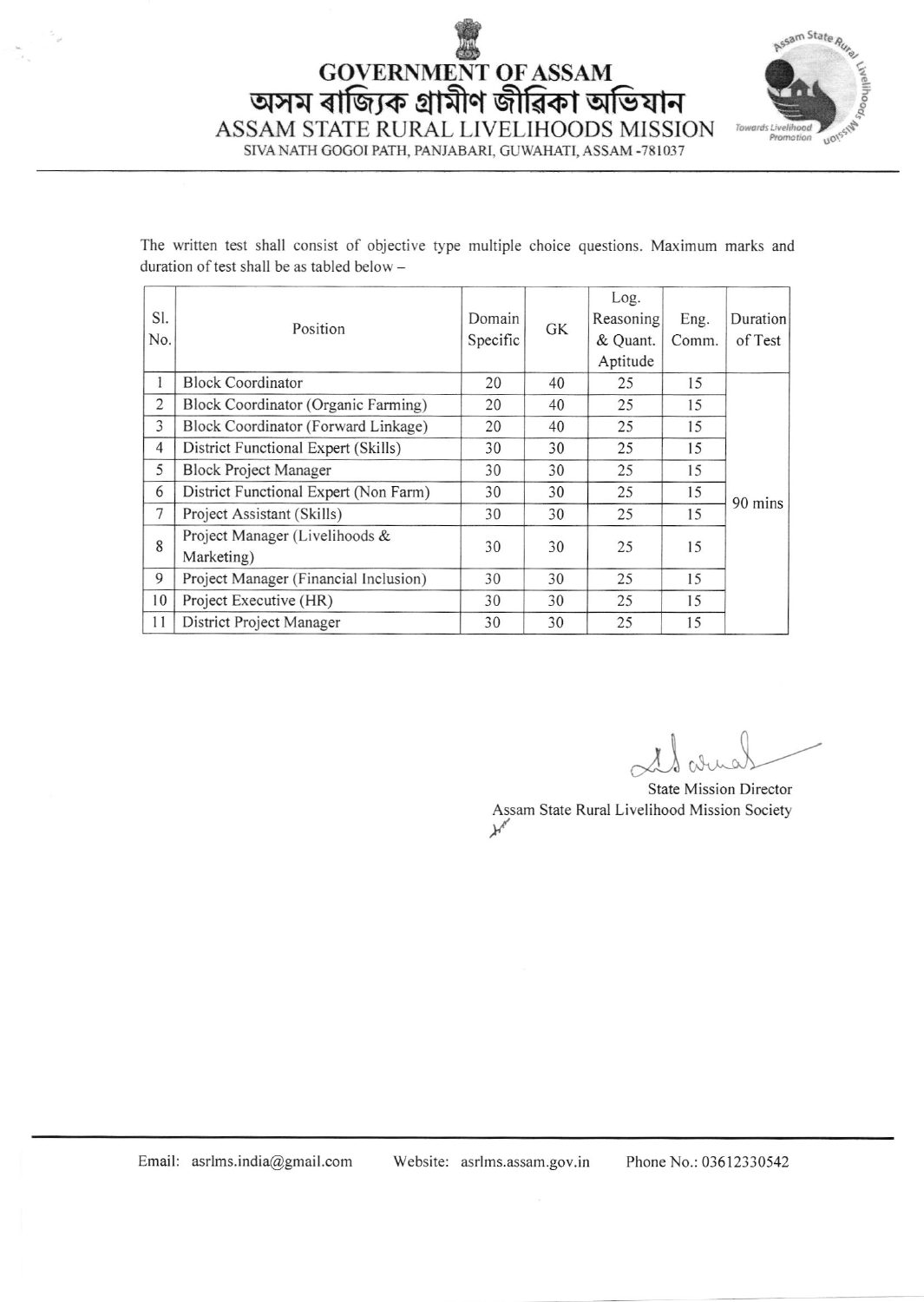# GOVERNMENT OF ASSAM
## অসম ৰাজ্যিক গ্ৰামীণ জীৱিকা অভিযান
## ASSAM STATE RURAL LIVELIHOODS MISSION
SIVA NATH GOGOI PATH, PANJABARI, GUWAHATI, ASSAM -781037

The written test shall consist of objective type multiple choice questions. Maximum marks and duration of test shall be as tabled below –

| Sl. No. | Position | Domain Specific | GK | Log. Reasoning & Quant. Aptitude | Eng. Comm. | Duration of Test |
|---|---|---|---|---|---|---|
| 1 | Block Coordinator | 20 | 40 | 25 | 15 | 90 mins |
| 2 | Block Coordinator (Organic Farming) | 20 | 40 | 25 | 15 | |
| 3 | Block Coordinator (Forward Linkage) | 20 | 40 | 25 | 15 | |
| 4 | District Functional Expert (Skills) | 30 | 30 | 25 | 15 | |
| 5 | Block Project Manager | 30 | 30 | 25 | 15 | |
| 6 | District Functional Expert (Non Farm) | 30 | 30 | 25 | 15 | |
| 7 | Project Assistant (Skills) | 30 | 30 | 25 | 15 | |
| 8 | Project Manager (Livelihoods & Marketing) | 30 | 30 | 25 | 15 | |
| 9 | Project Manager (Financial Inclusion) | 30 | 30 | 25 | 15 | |
| 10 | Project Executive (HR) | 30 | 30 | 25 | 15 | |
| 11 | District Project Manager | 30 | 30 | 25 | 15 | |

State Mission Director
Assam State Rural Livelihood Mission Society

Email: asrlms.india@gmail.com Website: asrlms.assam.gov.in Phone No.: 03612330542